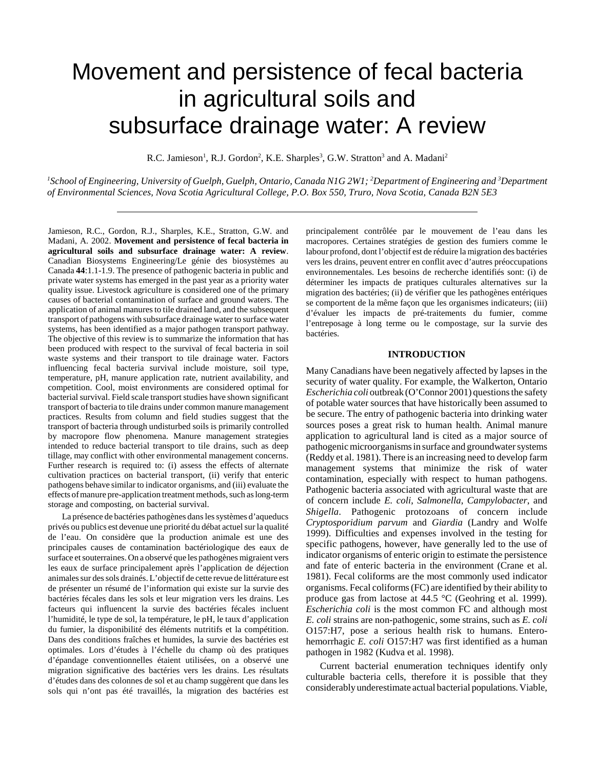# Movement and persistence of fecal bacteria in agricultural soils and subsurface drainage water: A review

R.C. Jamieson[1], R.J. Gordon[2], K.E. Sharples[3], G.W. Stratton[3] and A. Madani[2]

*[1]School of Engineering, University of Guelph, Guelph, Ontario, Canada N1G 2W1; [2]Department of Engineering and [3]Department of Environmental Sciences, Nova Scotia Agricultural College, P.O. Box 550, Truro, Nova Scotia, Canada B2N 5E3*

---

Jamieson, R.C., Gordon, R.J., Sharples, K.E., Stratton, G.W. and Madani, A. 2002. **Movement and persistence of fecal bacteria in agricultural soils and subsurface drainage water: A review**. Canadian Biosystems Engineering/Le génie des biosystèmes au Canada **44**:1.1-1.9. The presence of pathogenic bacteria in public and private water systems has emerged in the past year as a priority water quality issue. Livestock agriculture is considered one of the primary causes of bacterial contamination of surface and ground waters. The application of animal manures to tile drained land, and the subsequent transport of pathogens with subsurface drainage water to surface water systems, has been identified as a major pathogen transport pathway. The objective of this review is to summarize the information that has been produced with respect to the survival of fecal bacteria in soil waste systems and their transport to tile drainage water. Factors influencing fecal bacteria survival include moisture, soil type, temperature, pH, manure application rate, nutrient availability, and competition. Cool, moist environments are considered optimal for bacterial survival. Field scale transport studies have shown significant transport of bacteria to tile drains under common manure management practices. Results from column and field studies suggest that the transport of bacteria through undisturbed soils is primarily controlled by macropore flow phenomena. Manure management strategies intended to reduce bacterial transport to tile drains, such as deep tillage, may conflict with other environmental management concerns. Further research is required to: (i) assess the effects of alternate cultivation practices on bacterial transport, (ii) verify that enteric pathogens behave similar to indicator organisms, and (iii) evaluate the effects of manure pre-application treatment methods, such as long-term storage and composting, on bacterial survival.

La présence de bactéries pathogènes dans les systèmes d'aqueducs privés ou publics est devenue une priorité du débat actuel sur la qualité de l'eau. On considère que la production animale est une des principales causes de contamination bactériologique des eaux de surface et souterraines. On a observé que les pathogènes migraient vers les eaux de surface principalement après l'application de déjection animales sur des sols drainés. L'objectif de cette revue de littérature est de présenter un résumé de l'information qui existe sur la survie des bactéries fécales dans les sols et leur migration vers les drains. Les facteurs qui influencent la survie des bactéries fécales incluent l'humidité, le type de sol, la température, le pH, le taux d'application du fumier, la disponibilité des éléments nutritifs et la compétition. Dans des conditions fraîches et humides, la survie des bactéries est optimales. Lors d'études à l'échelle du champ où des pratiques d'épandage conventionnelles étaient utilisées, on a observé une migration significative des bactéries vers les drains. Les résultats d'études dans des colonnes de sol et au champ suggèrent que dans les sols qui n'ont pas été travaillés, la migration des bactéries est principalement contrôlée par le mouvement de l'eau dans les macropores. Certaines stratégies de gestion des fumiers comme le labour profond, dont l'objectif est de réduire la migration des bactéries vers les drains, peuvent entrer en conflit avec d'autres préoccupations environnementales. Les besoins de recherche identifiés sont: (i) de déterminer les impacts de pratiques culturales alternatives sur la migration des bactéries; (ii) de vérifier que les pathogènes entériques se comportent de la même façon que les organismes indicateurs; (iii) d'évaluer les impacts de pré-traitements du fumier, comme l'entreposage à long terme ou le compostage, sur la survie des bactéries.

## INTRODUCTION

Many Canadians have been negatively affected by lapses in the security of water quality. For example, the Walkerton, Ontario *Escherichia coli* outbreak (O'Connor 2001) questions the safety of potable water sources that have historically been assumed to be secure. The entry of pathogenic bacteria into drinking water sources poses a great risk to human health. Animal manure application to agricultural land is cited as a major source of pathogenic microorganisms in surface and groundwater systems (Reddy et al. 1981). There is an increasing need to develop farm management systems that minimize the risk of water contamination, especially with respect to human pathogens. Pathogenic bacteria associated with agricultural waste that are of concern include *E. coli*, *Salmonella*, *Campylobacter*, and *Shigella*. Pathogenic protozoans of concern include *Cryptosporidium parvum* and *Giardia* (Landry and Wolfe 1999). Difficulties and expenses involved in the testing for specific pathogens, however, have generally led to the use of indicator organisms of enteric origin to estimate the persistence and fate of enteric bacteria in the environment (Crane et al. 1981). Fecal coliforms are the most commonly used indicator organisms. Fecal coliforms (FC) are identified by their ability to produce gas from lactose at 44.5 °C (Geohring et al. 1999). *Escherichia coli* is the most common FC and although most *E. coli* strains are non-pathogenic, some strains, such as *E. coli* O157:H7, pose a serious health risk to humans. Enterohemorrhagic *E. coli* O157:H7 was first identified as a human pathogen in 1982 (Kudva et al. 1998).

Current bacterial enumeration techniques identify only culturable bacteria cells, therefore it is possible that they considerably underestimate actual bacterial populations. Viable,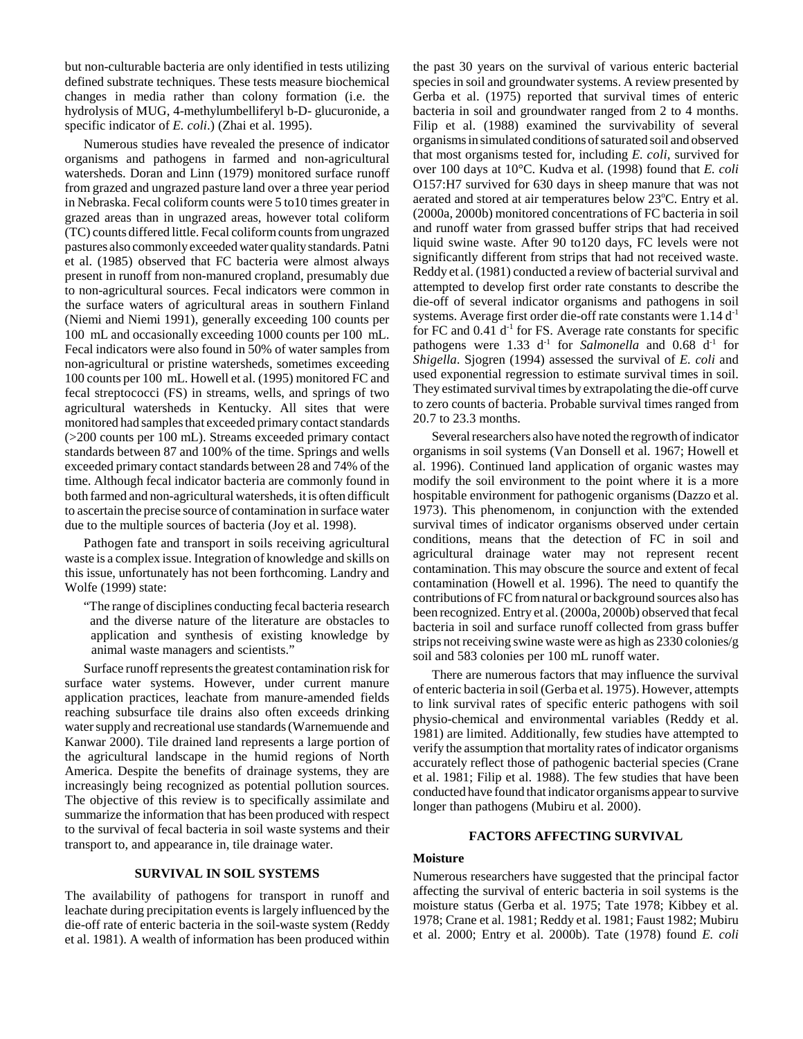but non-culturable bacteria are only identified in tests utilizing defined substrate techniques. These tests measure biochemical changes in media rather than colony formation (i.e. the hydrolysis of MUG, 4-methylumbelliferyl b-D- glucuronide, a specific indicator of *E. coli*.) (Zhai et al. 1995).

Numerous studies have revealed the presence of indicator organisms and pathogens in farmed and non-agricultural watersheds. Doran and Linn (1979) monitored surface runoff from grazed and ungrazed pasture land over a three year period in Nebraska. Fecal coliform counts were 5 to10 times greater in grazed areas than in ungrazed areas, however total coliform (TC) counts differed little. Fecal coliform counts from ungrazed pastures also commonly exceeded water quality standards. Patni et al. (1985) observed that FC bacteria were almost always present in runoff from non-manured cropland, presumably due to non-agricultural sources. Fecal indicators were common in the surface waters of agricultural areas in southern Finland (Niemi and Niemi 1991), generally exceeding 100 counts per 100 mL and occasionally exceeding 1000 counts per 100 mL. Fecal indicators were also found in 50% of water samples from non-agricultural or pristine watersheds, sometimes exceeding 100 counts per 100 mL. Howell et al. (1995) monitored FC and fecal streptococci (FS) in streams, wells, and springs of two agricultural watersheds in Kentucky. All sites that were monitored had samples that exceeded primary contact standards (>200 counts per 100 mL). Streams exceeded primary contact standards between 87 and 100% of the time. Springs and wells exceeded primary contact standards between 28 and 74% of the time. Although fecal indicator bacteria are commonly found in both farmed and non-agricultural watersheds, it is often difficult to ascertain the precise source of contamination in surface water due to the multiple sources of bacteria (Joy et al. 1998).

Pathogen fate and transport in soils receiving agricultural waste is a complex issue. Integration of knowledge and skills on this issue, unfortunately has not been forthcoming. Landry and Wolfe (1999) state:

> "The range of disciplines conducting fecal bacteria research and the diverse nature of the literature are obstacles to application and synthesis of existing knowledge by animal waste managers and scientists."

Surface runoff represents the greatest contamination risk for surface water systems. However, under current manure application practices, leachate from manure-amended fields reaching subsurface tile drains also often exceeds drinking water supply and recreational use standards (Warnemuende and Kanwar 2000). Tile drained land represents a large portion of the agricultural landscape in the humid regions of North America. Despite the benefits of drainage systems, they are increasingly being recognized as potential pollution sources. The objective of this review is to specifically assimilate and summarize the information that has been produced with respect to the survival of fecal bacteria in soil waste systems and their transport to, and appearance in, tile drainage water.

## SURVIVAL IN SOIL SYSTEMS

The availability of pathogens for transport in runoff and leachate during precipitation events is largely influenced by the die-off rate of enteric bacteria in the soil-waste system (Reddy et al. 1981). A wealth of information has been produced within the past 30 years on the survival of various enteric bacterial species in soil and groundwater systems. A review presented by Gerba et al. (1975) reported that survival times of enteric bacteria in soil and groundwater ranged from 2 to 4 months. Filip et al. (1988) examined the survivability of several organisms in simulated conditions of saturated soil and observed that most organisms tested for, including *E. coli*, survived for over 100 days at 10°C. Kudva et al. (1998) found that *E. coli* O157:H7 survived for 630 days in sheep manure that was not aerated and stored at air temperatures below 23°C. Entry et al. (2000a, 2000b) monitored concentrations of FC bacteria in soil and runoff water from grassed buffer strips that had received liquid swine waste. After 90 to120 days, FC levels were not significantly different from strips that had not received waste. Reddy et al. (1981) conducted a review of bacterial survival and attempted to develop first order rate constants to describe the die-off of several indicator organisms and pathogens in soil systems. Average first order die-off rate constants were 1.14 $d^{-1}$ for FC and 0.41 $d^{-1}$ for FS. Average rate constants for specific pathogens were 1.33 $d^{-1}$ for *Salmonella* and 0.68 $d^{-1}$ for *Shigella*. Sjogren (1994) assessed the survival of *E. coli* and used exponential regression to estimate survival times in soil. They estimated survival times by extrapolating the die-off curve to zero counts of bacteria. Probable survival times ranged from 20.7 to 23.3 months.

Several researchers also have noted the regrowth of indicator organisms in soil systems (Van Donsell et al. 1967; Howell et al. 1996). Continued land application of organic wastes may modify the soil environment to the point where it is a more hospitable environment for pathogenic organisms (Dazzo et al. 1973). This phenomenom, in conjunction with the extended survival times of indicator organisms observed under certain conditions, means that the detection of FC in soil and agricultural drainage water may not represent recent contamination. This may obscure the source and extent of fecal contamination (Howell et al. 1996). The need to quantify the contributions of FC from natural or background sources also has been recognized. Entry et al. (2000a, 2000b) observed that fecal bacteria in soil and surface runoff collected from grass buffer strips not receiving swine waste were as high as 2330 colonies/g soil and 583 colonies per 100 mL runoff water.

There are numerous factors that may influence the survival of enteric bacteria in soil (Gerba et al. 1975). However, attempts to link survival rates of specific enteric pathogens with soil physio-chemical and environmental variables (Reddy et al. 1981) are limited. Additionally, few studies have attempted to verify the assumption that mortality rates of indicator organisms accurately reflect those of pathogenic bacterial species (Crane et al. 1981; Filip et al. 1988). The few studies that have been conducted have found that indicator organisms appear to survive longer than pathogens (Mubiru et al. 2000).

## FACTORS AFFECTING SURVIVAL

### Moisture

Numerous researchers have suggested that the principal factor affecting the survival of enteric bacteria in soil systems is the moisture status (Gerba et al. 1975; Tate 1978; Kibbey et al. 1978; Crane et al. 1981; Reddy et al. 1981; Faust 1982; Mubiru et al. 2000; Entry et al. 2000b). Tate (1978) found *E. coli*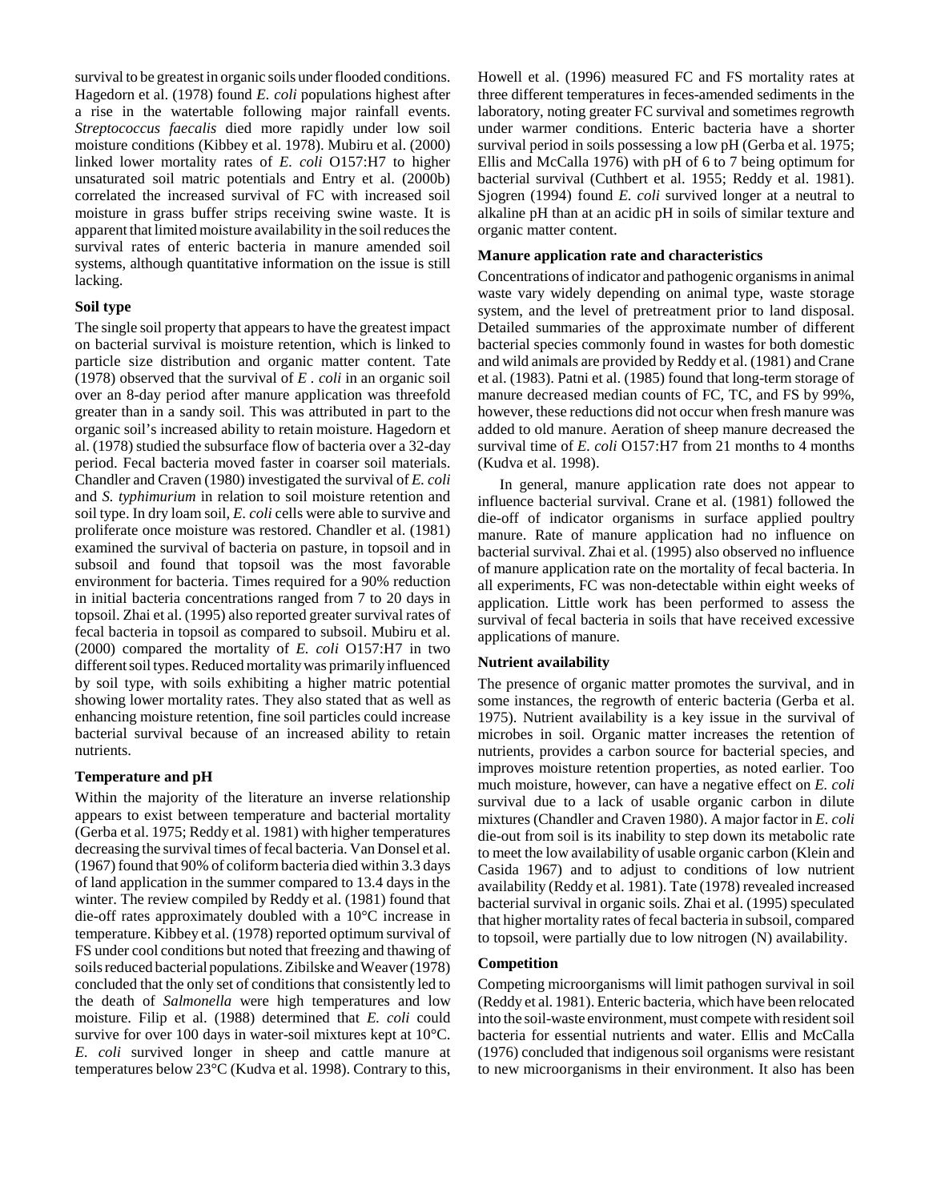survival to be greatest in organic soils under flooded conditions. Hagedorn et al. (1978) found *E. coli* populations highest after a rise in the watertable following major rainfall events. *Streptococcus faecalis* died more rapidly under low soil moisture conditions (Kibbey et al. 1978). Mubiru et al. (2000) linked lower mortality rates of *E. coli* O157:H7 to higher unsaturated soil matric potentials and Entry et al. (2000b) correlated the increased survival of FC with increased soil moisture in grass buffer strips receiving swine waste. It is apparent that limited moisture availability in the soil reduces the survival rates of enteric bacteria in manure amended soil systems, although quantitative information on the issue is still lacking.

**Soil type**

The single soil property that appears to have the greatest impact on bacterial survival is moisture retention, which is linked to particle size distribution and organic matter content. Tate (1978) observed that the survival of *E . coli* in an organic soil over an 8-day period after manure application was threefold greater than in a sandy soil. This was attributed in part to the organic soil's increased ability to retain moisture. Hagedorn et al. (1978) studied the subsurface flow of bacteria over a 32-day period. Fecal bacteria moved faster in coarser soil materials. Chandler and Craven (1980) investigated the survival of *E. coli* and *S. typhimurium* in relation to soil moisture retention and soil type. In dry loam soil, *E. coli* cells were able to survive and proliferate once moisture was restored. Chandler et al. (1981) examined the survival of bacteria on pasture, in topsoil and in subsoil and found that topsoil was the most favorable environment for bacteria. Times required for a 90% reduction in initial bacteria concentrations ranged from 7 to 20 days in topsoil. Zhai et al. (1995) also reported greater survival rates of fecal bacteria in topsoil as compared to subsoil. Mubiru et al. (2000) compared the mortality of *E. coli* O157:H7 in two different soil types. Reduced mortality was primarily influenced by soil type, with soils exhibiting a higher matric potential showing lower mortality rates. They also stated that as well as enhancing moisture retention, fine soil particles could increase bacterial survival because of an increased ability to retain nutrients.

**Temperature and pH**

Within the majority of the literature an inverse relationship appears to exist between temperature and bacterial mortality (Gerba et al. 1975; Reddy et al. 1981) with higher temperatures decreasing the survival times of fecal bacteria. Van Donsel et al. (1967) found that 90% of coliform bacteria died within 3.3 days of land application in the summer compared to 13.4 days in the winter. The review compiled by Reddy et al. (1981) found that die-off rates approximately doubled with a 10°C increase in temperature. Kibbey et al. (1978) reported optimum survival of FS under cool conditions but noted that freezing and thawing of soils reduced bacterial populations. Zibilske and Weaver (1978) concluded that the only set of conditions that consistently led to the death of *Salmonella* were high temperatures and low moisture. Filip et al. (1988) determined that *E. coli* could survive for over 100 days in water-soil mixtures kept at 10°C. *E. coli* survived longer in sheep and cattle manure at temperatures below 23°C (Kudva et al. 1998). Contrary to this, Howell et al. (1996) measured FC and FS mortality rates at three different temperatures in feces-amended sediments in the laboratory, noting greater FC survival and sometimes regrowth under warmer conditions. Enteric bacteria have a shorter survival period in soils possessing a low pH (Gerba et al. 1975; Ellis and McCalla 1976) with pH of 6 to 7 being optimum for bacterial survival (Cuthbert et al. 1955; Reddy et al. 1981). Sjogren (1994) found *E. coli* survived longer at a neutral to alkaline pH than at an acidic pH in soils of similar texture and organic matter content.

**Manure application rate and characteristics**

Concentrations of indicator and pathogenic organisms in animal waste vary widely depending on animal type, waste storage system, and the level of pretreatment prior to land disposal. Detailed summaries of the approximate number of different bacterial species commonly found in wastes for both domestic and wild animals are provided by Reddy et al. (1981) and Crane et al. (1983). Patni et al. (1985) found that long-term storage of manure decreased median counts of FC, TC, and FS by 99%, however, these reductions did not occur when fresh manure was added to old manure. Aeration of sheep manure decreased the survival time of *E. coli* O157:H7 from 21 months to 4 months (Kudva et al. 1998).

In general, manure application rate does not appear to influence bacterial survival. Crane et al. (1981) followed the die-off of indicator organisms in surface applied poultry manure. Rate of manure application had no influence on bacterial survival. Zhai et al. (1995) also observed no influence of manure application rate on the mortality of fecal bacteria. In all experiments, FC was non-detectable within eight weeks of application. Little work has been performed to assess the survival of fecal bacteria in soils that have received excessive applications of manure.

**Nutrient availability**

The presence of organic matter promotes the survival, and in some instances, the regrowth of enteric bacteria (Gerba et al. 1975). Nutrient availability is a key issue in the survival of microbes in soil. Organic matter increases the retention of nutrients, provides a carbon source for bacterial species, and improves moisture retention properties, as noted earlier. Too much moisture, however, can have a negative effect on *E. coli* survival due to a lack of usable organic carbon in dilute mixtures (Chandler and Craven 1980). A major factor in *E. coli* die-out from soil is its inability to step down its metabolic rate to meet the low availability of usable organic carbon (Klein and Casida 1967) and to adjust to conditions of low nutrient availability (Reddy et al. 1981). Tate (1978) revealed increased bacterial survival in organic soils. Zhai et al. (1995) speculated that higher mortality rates of fecal bacteria in subsoil, compared to topsoil, were partially due to low nitrogen (N) availability.

**Competition**

Competing microorganisms will limit pathogen survival in soil (Reddy et al. 1981). Enteric bacteria, which have been relocated into the soil-waste environment, must compete with resident soil bacteria for essential nutrients and water. Ellis and McCalla (1976) concluded that indigenous soil organisms were resistant to new microorganisms in their environment. It also has been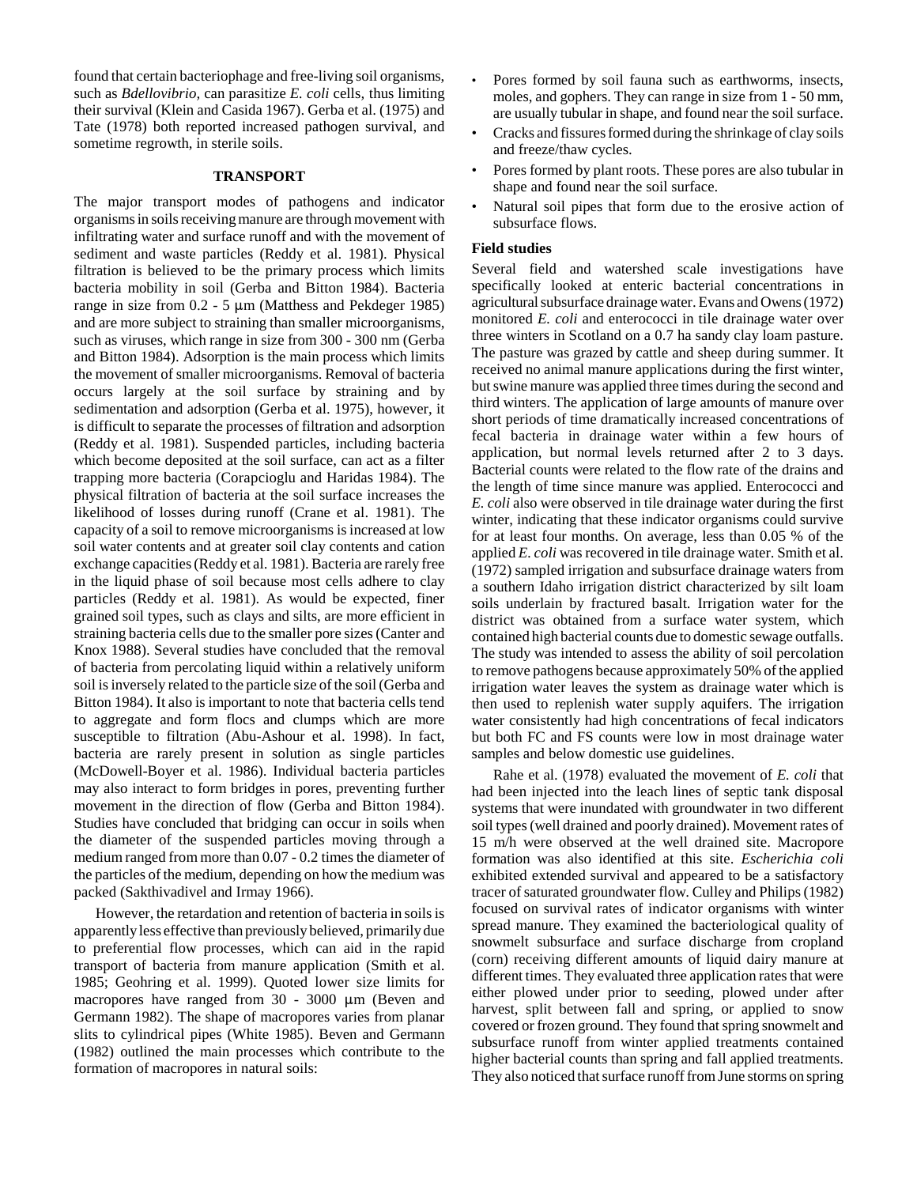found that certain bacteriophage and free-living soil organisms, such as *Bdellovibrio*, can parasitize *E. coli* cells, thus limiting their survival (Klein and Casida 1967). Gerba et al. (1975) and Tate (1978) both reported increased pathogen survival, and sometime regrowth, in sterile soils.

## TRANSPORT

The major transport modes of pathogens and indicator organisms in soils receiving manure are through movement with infiltrating water and surface runoff and with the movement of sediment and waste particles (Reddy et al. 1981). Physical filtration is believed to be the primary process which limits bacteria mobility in soil (Gerba and Bitton 1984). Bacteria range in size from 0.2 - 5 μm (Matthess and Pekdeger 1985) and are more subject to straining than smaller microorganisms, such as viruses, which range in size from 300 - 300 nm (Gerba and Bitton 1984). Adsorption is the main process which limits the movement of smaller microorganisms. Removal of bacteria occurs largely at the soil surface by straining and by sedimentation and adsorption (Gerba et al. 1975), however, it is difficult to separate the processes of filtration and adsorption (Reddy et al. 1981). Suspended particles, including bacteria which become deposited at the soil surface, can act as a filter trapping more bacteria (Corapcioglu and Haridas 1984). The physical filtration of bacteria at the soil surface increases the likelihood of losses during runoff (Crane et al. 1981). The capacity of a soil to remove microorganisms is increased at low soil water contents and at greater soil clay contents and cation exchange capacities (Reddy et al. 1981). Bacteria are rarely free in the liquid phase of soil because most cells adhere to clay particles (Reddy et al. 1981). As would be expected, finer grained soil types, such as clays and silts, are more efficient in straining bacteria cells due to the smaller pore sizes (Canter and Knox 1988). Several studies have concluded that the removal of bacteria from percolating liquid within a relatively uniform soil is inversely related to the particle size of the soil (Gerba and Bitton 1984). It also is important to note that bacteria cells tend to aggregate and form flocs and clumps which are more susceptible to filtration (Abu-Ashour et al. 1998). In fact, bacteria are rarely present in solution as single particles (McDowell-Boyer et al. 1986). Individual bacteria particles may also interact to form bridges in pores, preventing further movement in the direction of flow (Gerba and Bitton 1984). Studies have concluded that bridging can occur in soils when the diameter of the suspended particles moving through a medium ranged from more than 0.07 - 0.2 times the diameter of the particles of the medium, depending on how the medium was packed (Sakthivadivel and Irmay 1966).

However, the retardation and retention of bacteria in soils is apparently less effective than previously believed, primarily due to preferential flow processes, which can aid in the rapid transport of bacteria from manure application (Smith et al. 1985; Geohring et al. 1999). Quoted lower size limits for macropores have ranged from 30 - 3000 μm (Beven and Germann 1982). The shape of macropores varies from planar slits to cylindrical pipes (White 1985). Beven and Germann (1982) outlined the main processes which contribute to the formation of macropores in natural soils:

- Pores formed by soil fauna such as earthworms, insects, moles, and gophers. They can range in size from 1 - 50 mm, are usually tubular in shape, and found near the soil surface.
- Cracks and fissures formed during the shrinkage of clay soils and freeze/thaw cycles.
- Pores formed by plant roots. These pores are also tubular in shape and found near the soil surface.
- Natural soil pipes that form due to the erosive action of subsurface flows.

### Field studies

Several field and watershed scale investigations have specifically looked at enteric bacterial concentrations in agricultural subsurface drainage water. Evans and Owens (1972) monitored *E. coli* and enterococci in tile drainage water over three winters in Scotland on a 0.7 ha sandy clay loam pasture. The pasture was grazed by cattle and sheep during summer. It received no animal manure applications during the first winter, but swine manure was applied three times during the second and third winters. The application of large amounts of manure over short periods of time dramatically increased concentrations of fecal bacteria in drainage water within a few hours of application, but normal levels returned after 2 to 3 days. Bacterial counts were related to the flow rate of the drains and the length of time since manure was applied. Enterococci and *E. coli* also were observed in tile drainage water during the first winter, indicating that these indicator organisms could survive for at least four months. On average, less than 0.05 % of the applied *E. coli* was recovered in tile drainage water. Smith et al. (1972) sampled irrigation and subsurface drainage waters from a southern Idaho irrigation district characterized by silt loam soils underlain by fractured basalt. Irrigation water for the district was obtained from a surface water system, which contained high bacterial counts due to domestic sewage outfalls. The study was intended to assess the ability of soil percolation to remove pathogens because approximately 50% of the applied irrigation water leaves the system as drainage water which is then used to replenish water supply aquifers. The irrigation water consistently had high concentrations of fecal indicators but both FC and FS counts were low in most drainage water samples and below domestic use guidelines.

Rahe et al. (1978) evaluated the movement of *E. coli* that had been injected into the leach lines of septic tank disposal systems that were inundated with groundwater in two different soil types (well drained and poorly drained). Movement rates of 15 m/h were observed at the well drained site. Macropore formation was also identified at this site. *Escherichia coli* exhibited extended survival and appeared to be a satisfactory tracer of saturated groundwater flow. Culley and Philips (1982) focused on survival rates of indicator organisms with winter spread manure. They examined the bacteriological quality of snowmelt subsurface and surface discharge from cropland (corn) receiving different amounts of liquid dairy manure at different times. They evaluated three application rates that were either plowed under prior to seeding, plowed under after harvest, split between fall and spring, or applied to snow covered or frozen ground. They found that spring snowmelt and subsurface runoff from winter applied treatments contained higher bacterial counts than spring and fall applied treatments. They also noticed that surface runoff from June storms on spring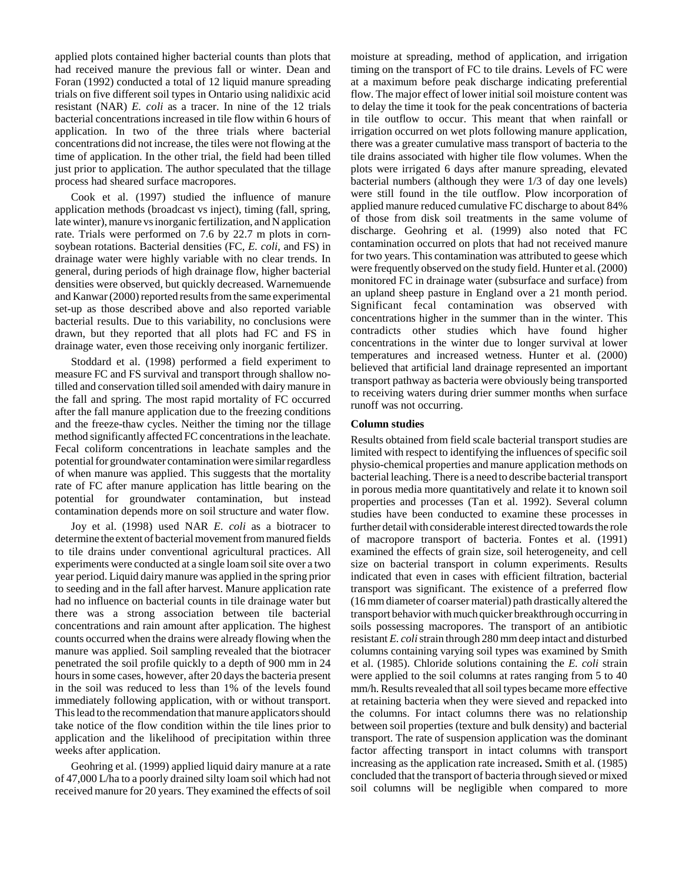applied plots contained higher bacterial counts than plots that had received manure the previous fall or winter. Dean and Foran (1992) conducted a total of 12 liquid manure spreading trials on five different soil types in Ontario using nalidixic acid resistant (NAR) *E. coli* as a tracer. In nine of the 12 trials bacterial concentrations increased in tile flow within 6 hours of application. In two of the three trials where bacterial concentrations did not increase, the tiles were not flowing at the time of application. In the other trial, the field had been tilled just prior to application. The author speculated that the tillage process had sheared surface macropores.

Cook et al. (1997) studied the influence of manure application methods (broadcast vs inject), timing (fall, spring, late winter), manure vs inorganic fertilization, and N application rate. Trials were performed on 7.6 by 22.7 m plots in corn-soybean rotations. Bacterial densities (FC, *E. coli*, and FS) in drainage water were highly variable with no clear trends. In general, during periods of high drainage flow, higher bacterial densities were observed, but quickly decreased. Warnemuende and Kanwar (2000) reported results from the same experimental set-up as those described above and also reported variable bacterial results. Due to this variability, no conclusions were drawn, but they reported that all plots had FC and FS in drainage water, even those receiving only inorganic fertilizer.

Stoddard et al. (1998) performed a field experiment to measure FC and FS survival and transport through shallow no-tilled and conservation tilled soil amended with dairy manure in the fall and spring. The most rapid mortality of FC occurred after the fall manure application due to the freezing conditions and the freeze-thaw cycles. Neither the timing nor the tillage method significantly affected FC concentrations in the leachate. Fecal coliform concentrations in leachate samples and the potential for groundwater contamination were similar regardless of when manure was applied. This suggests that the mortality rate of FC after manure application has little bearing on the potential for groundwater contamination, but instead contamination depends more on soil structure and water flow.

Joy et al. (1998) used NAR *E. coli* as a biotracer to determine the extent of bacterial movement from manured fields to tile drains under conventional agricultural practices. All experiments were conducted at a single loam soil site over a two year period. Liquid dairy manure was applied in the spring prior to seeding and in the fall after harvest. Manure application rate had no influence on bacterial counts in tile drainage water but there was a strong association between tile bacterial concentrations and rain amount after application. The highest counts occurred when the drains were already flowing when the manure was applied. Soil sampling revealed that the biotracer penetrated the soil profile quickly to a depth of 900 mm in 24 hours in some cases, however, after 20 days the bacteria present in the soil was reduced to less than 1% of the levels found immediately following application, with or without transport. This lead to the recommendation that manure applicators should take notice of the flow condition within the tile lines prior to application and the likelihood of precipitation within three weeks after application.

Geohring et al. (1999) applied liquid dairy manure at a rate of 47,000 L/ha to a poorly drained silty loam soil which had not received manure for 20 years. They examined the effects of soil moisture at spreading, method of application, and irrigation timing on the transport of FC to tile drains. Levels of FC were at a maximum before peak discharge indicating preferential flow. The major effect of lower initial soil moisture content was to delay the time it took for the peak concentrations of bacteria in tile outflow to occur. This meant that when rainfall or irrigation occurred on wet plots following manure application, there was a greater cumulative mass transport of bacteria to the tile drains associated with higher tile flow volumes. When the plots were irrigated 6 days after manure spreading, elevated bacterial numbers (although they were 1/3 of day one levels) were still found in the tile outflow. Plow incorporation of applied manure reduced cumulative FC discharge to about 84% of those from disk soil treatments in the same volume of discharge. Geohring et al. (1999) also noted that FC contamination occurred on plots that had not received manure for two years. This contamination was attributed to geese which were frequently observed on the study field. Hunter et al. (2000) monitored FC in drainage water (subsurface and surface) from an upland sheep pasture in England over a 21 month period. Significant fecal contamination was observed with concentrations higher in the summer than in the winter. This contradicts other studies which have found higher concentrations in the winter due to longer survival at lower temperatures and increased wetness. Hunter et al. (2000) believed that artificial land drainage represented an important transport pathway as bacteria were obviously being transported to receiving waters during drier summer months when surface runoff was not occurring.

### Column studies

Results obtained from field scale bacterial transport studies are limited with respect to identifying the influences of specific soil physio-chemical properties and manure application methods on bacterial leaching. There is a need to describe bacterial transport in porous media more quantitatively and relate it to known soil properties and processes (Tan et al. 1992). Several column studies have been conducted to examine these processes in further detail with considerable interest directed towards the role of macropore transport of bacteria. Fontes et al. (1991) examined the effects of grain size, soil heterogeneity, and cell size on bacterial transport in column experiments. Results indicated that even in cases with efficient filtration, bacterial transport was significant. The existence of a preferred flow (16 mm diameter of coarser material) path drastically altered the transport behavior with much quicker breakthrough occurring in soils possessing macropores. The transport of an antibiotic resistant *E. coli* strain through 280 mm deep intact and disturbed columns containing varying soil types was examined by Smith et al. (1985). Chloride solutions containing the *E. coli* strain were applied to the soil columns at rates ranging from 5 to 40 mm/h. Results revealed that all soil types became more effective at retaining bacteria when they were sieved and repacked into the columns. For intact columns there was no relationship between soil properties (texture and bulk density) and bacterial transport. The rate of suspension application was the dominant factor affecting transport in intact columns with transport increasing as the application rate increased. Smith et al. (1985) concluded that the transport of bacteria through sieved or mixed soil columns will be negligible when compared to more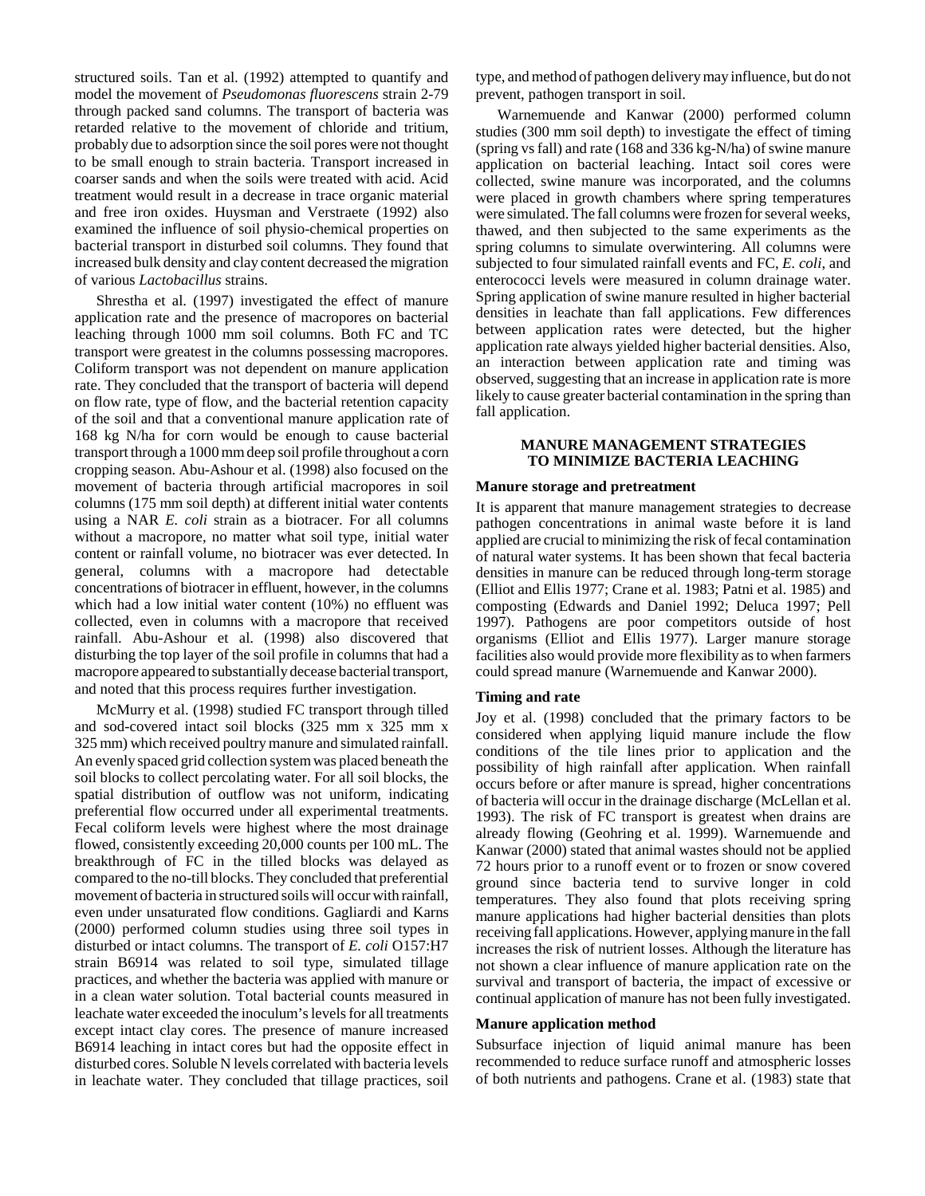structured soils. Tan et al. (1992) attempted to quantify and model the movement of *Pseudomonas fluorescens* strain 2-79 through packed sand columns. The transport of bacteria was retarded relative to the movement of chloride and tritium, probably due to adsorption since the soil pores were not thought to be small enough to strain bacteria. Transport increased in coarser sands and when the soils were treated with acid. Acid treatment would result in a decrease in trace organic material and free iron oxides. Huysman and Verstraete (1992) also examined the influence of soil physio-chemical properties on bacterial transport in disturbed soil columns. They found that increased bulk density and clay content decreased the migration of various *Lactobacillus* strains.

Shrestha et al. (1997) investigated the effect of manure application rate and the presence of macropores on bacterial leaching through 1000 mm soil columns. Both FC and TC transport were greatest in the columns possessing macropores. Coliform transport was not dependent on manure application rate. They concluded that the transport of bacteria will depend on flow rate, type of flow, and the bacterial retention capacity of the soil and that a conventional manure application rate of 168 kg N/ha for corn would be enough to cause bacterial transport through a 1000 mm deep soil profile throughout a corn cropping season. Abu-Ashour et al. (1998) also focused on the movement of bacteria through artificial macropores in soil columns (175 mm soil depth) at different initial water contents using a NAR *E. coli* strain as a biotracer. For all columns without a macropore, no matter what soil type, initial water content or rainfall volume, no biotracer was ever detected. In general, columns with a macropore had detectable concentrations of biotracer in effluent, however, in the columns which had a low initial water content (10%) no effluent was collected, even in columns with a macropore that received rainfall. Abu-Ashour et al. (1998) also discovered that disturbing the top layer of the soil profile in columns that had a macropore appeared to substantially decease bacterial transport, and noted that this process requires further investigation.

McMurry et al. (1998) studied FC transport through tilled and sod-covered intact soil blocks (325 mm x 325 mm x 325 mm) which received poultry manure and simulated rainfall. An evenly spaced grid collection system was placed beneath the soil blocks to collect percolating water. For all soil blocks, the spatial distribution of outflow was not uniform, indicating preferential flow occurred under all experimental treatments. Fecal coliform levels were highest where the most drainage flowed, consistently exceeding 20,000 counts per 100 mL. The breakthrough of FC in the tilled blocks was delayed as compared to the no-till blocks. They concluded that preferential movement of bacteria in structured soils will occur with rainfall, even under unsaturated flow conditions. Gagliardi and Karns (2000) performed column studies using three soil types in disturbed or intact columns. The transport of *E. coli* O157:H7 strain B6914 was related to soil type, simulated tillage practices, and whether the bacteria was applied with manure or in a clean water solution. Total bacterial counts measured in leachate water exceeded the inoculum's levels for all treatments except intact clay cores. The presence of manure increased B6914 leaching in intact cores but had the opposite effect in disturbed cores. Soluble N levels correlated with bacteria levels in leachate water. They concluded that tillage practices, soil type, and method of pathogen delivery may influence, but do not prevent, pathogen transport in soil.

Warnemuende and Kanwar (2000) performed column studies (300 mm soil depth) to investigate the effect of timing (spring vs fall) and rate (168 and 336 kg-N/ha) of swine manure application on bacterial leaching. Intact soil cores were collected, swine manure was incorporated, and the columns were placed in growth chambers where spring temperatures were simulated. The fall columns were frozen for several weeks, thawed, and then subjected to the same experiments as the spring columns to simulate overwintering. All columns were subjected to four simulated rainfall events and FC, *E. coli*, and enterococci levels were measured in column drainage water. Spring application of swine manure resulted in higher bacterial densities in leachate than fall applications. Few differences between application rates were detected, but the higher application rate always yielded higher bacterial densities. Also, an interaction between application rate and timing was observed, suggesting that an increase in application rate is more likely to cause greater bacterial contamination in the spring than fall application.

## MANURE MANAGEMENT STRATEGIES TO MINIMIZE BACTERIA LEACHING

### Manure storage and pretreatment

It is apparent that manure management strategies to decrease pathogen concentrations in animal waste before it is land applied are crucial to minimizing the risk of fecal contamination of natural water systems. It has been shown that fecal bacteria densities in manure can be reduced through long-term storage (Elliot and Ellis 1977; Crane et al. 1983; Patni et al. 1985) and composting (Edwards and Daniel 1992; Deluca 1997; Pell 1997). Pathogens are poor competitors outside of host organisms (Elliot and Ellis 1977). Larger manure storage facilities also would provide more flexibility as to when farmers could spread manure (Warnemuende and Kanwar 2000).

### Timing and rate

Joy et al. (1998) concluded that the primary factors to be considered when applying liquid manure include the flow conditions of the tile lines prior to application and the possibility of high rainfall after application. When rainfall occurs before or after manure is spread, higher concentrations of bacteria will occur in the drainage discharge (McLellan et al. 1993). The risk of FC transport is greatest when drains are already flowing (Geohring et al. 1999). Warnemuende and Kanwar (2000) stated that animal wastes should not be applied 72 hours prior to a runoff event or to frozen or snow covered ground since bacteria tend to survive longer in cold temperatures. They also found that plots receiving spring manure applications had higher bacterial densities than plots receiving fall applications. However, applying manure in the fall increases the risk of nutrient losses. Although the literature has not shown a clear influence of manure application rate on the survival and transport of bacteria, the impact of excessive or continual application of manure has not been fully investigated.

### Manure application method

Subsurface injection of liquid animal manure has been recommended to reduce surface runoff and atmospheric losses of both nutrients and pathogens. Crane et al. (1983) state that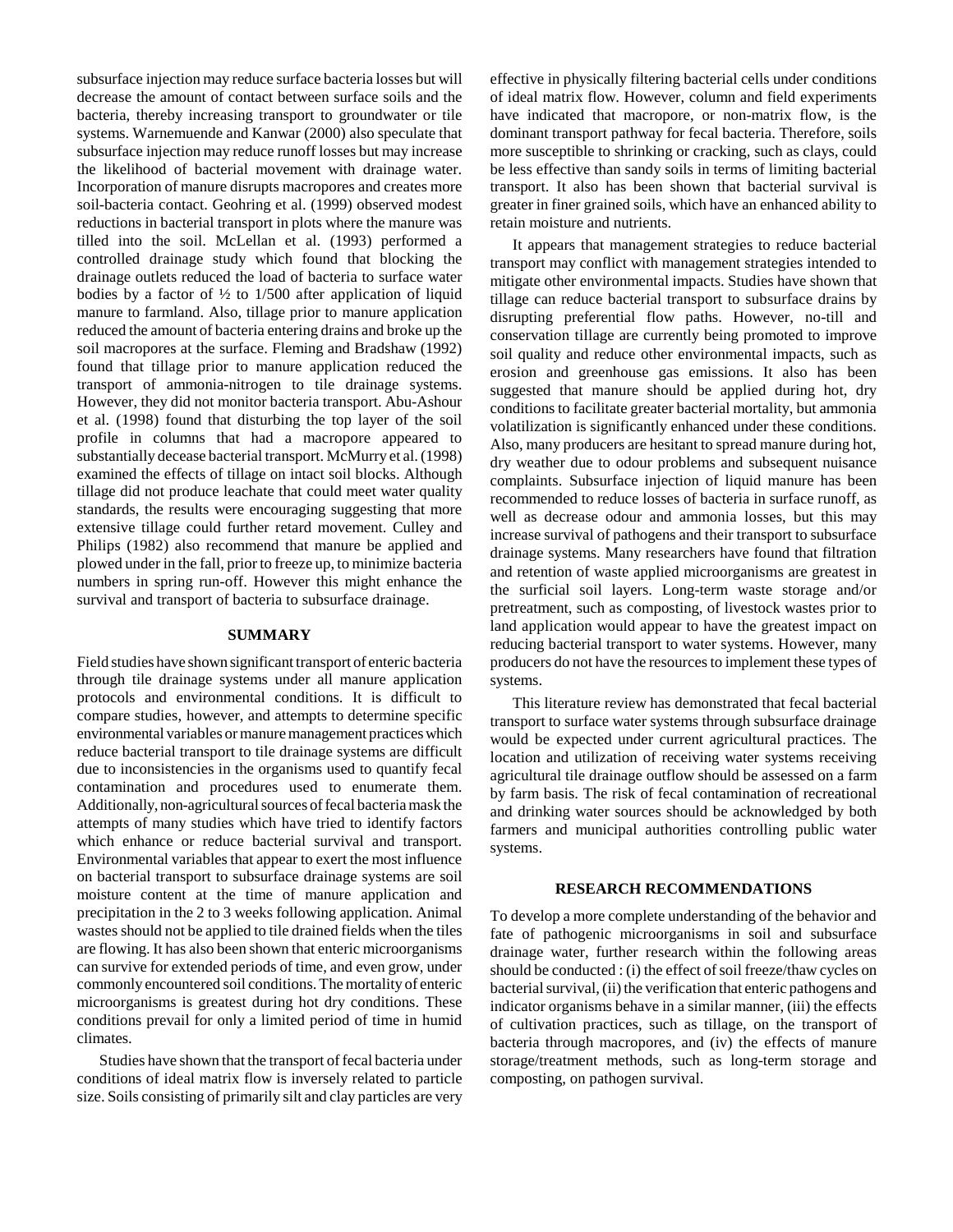subsurface injection may reduce surface bacteria losses but will decrease the amount of contact between surface soils and the bacteria, thereby increasing transport to groundwater or tile systems. Warnemuende and Kanwar (2000) also speculate that subsurface injection may reduce runoff losses but may increase the likelihood of bacterial movement with drainage water. Incorporation of manure disrupts macropores and creates more soil-bacteria contact. Geohring et al. (1999) observed modest reductions in bacterial transport in plots where the manure was tilled into the soil. McLellan et al. (1993) performed a controlled drainage study which found that blocking the drainage outlets reduced the load of bacteria to surface water bodies by a factor of ½ to 1/500 after application of liquid manure to farmland. Also, tillage prior to manure application reduced the amount of bacteria entering drains and broke up the soil macropores at the surface. Fleming and Bradshaw (1992) found that tillage prior to manure application reduced the transport of ammonia-nitrogen to tile drainage systems. However, they did not monitor bacteria transport. Abu-Ashour et al. (1998) found that disturbing the top layer of the soil profile in columns that had a macropore appeared to substantially decease bacterial transport. McMurry et al. (1998) examined the effects of tillage on intact soil blocks. Although tillage did not produce leachate that could meet water quality standards, the results were encouraging suggesting that more extensive tillage could further retard movement. Culley and Philips (1982) also recommend that manure be applied and plowed under in the fall, prior to freeze up, to minimize bacteria numbers in spring run-off. However this might enhance the survival and transport of bacteria to subsurface drainage.

## SUMMARY

Field studies have shown significant transport of enteric bacteria through tile drainage systems under all manure application protocols and environmental conditions. It is difficult to compare studies, however, and attempts to determine specific environmental variables or manure management practices which reduce bacterial transport to tile drainage systems are difficult due to inconsistencies in the organisms used to quantify fecal contamination and procedures used to enumerate them. Additionally, non-agricultural sources of fecal bacteria mask the attempts of many studies which have tried to identify factors which enhance or reduce bacterial survival and transport. Environmental variables that appear to exert the most influence on bacterial transport to subsurface drainage systems are soil moisture content at the time of manure application and precipitation in the 2 to 3 weeks following application. Animal wastes should not be applied to tile drained fields when the tiles are flowing. It has also been shown that enteric microorganisms can survive for extended periods of time, and even grow, under commonly encountered soil conditions. The mortality of enteric microorganisms is greatest during hot dry conditions. These conditions prevail for only a limited period of time in humid climates.

Studies have shown that the transport of fecal bacteria under conditions of ideal matrix flow is inversely related to particle size. Soils consisting of primarily silt and clay particles are very effective in physically filtering bacterial cells under conditions of ideal matrix flow. However, column and field experiments have indicated that macropore, or non-matrix flow, is the dominant transport pathway for fecal bacteria. Therefore, soils more susceptible to shrinking or cracking, such as clays, could be less effective than sandy soils in terms of limiting bacterial transport. It also has been shown that bacterial survival is greater in finer grained soils, which have an enhanced ability to retain moisture and nutrients.

It appears that management strategies to reduce bacterial transport may conflict with management strategies intended to mitigate other environmental impacts. Studies have shown that tillage can reduce bacterial transport to subsurface drains by disrupting preferential flow paths. However, no-till and conservation tillage are currently being promoted to improve soil quality and reduce other environmental impacts, such as erosion and greenhouse gas emissions. It also has been suggested that manure should be applied during hot, dry conditions to facilitate greater bacterial mortality, but ammonia volatilization is significantly enhanced under these conditions. Also, many producers are hesitant to spread manure during hot, dry weather due to odour problems and subsequent nuisance complaints. Subsurface injection of liquid manure has been recommended to reduce losses of bacteria in surface runoff, as well as decrease odour and ammonia losses, but this may increase survival of pathogens and their transport to subsurface drainage systems. Many researchers have found that filtration and retention of waste applied microorganisms are greatest in the surficial soil layers. Long-term waste storage and/or pretreatment, such as composting, of livestock wastes prior to land application would appear to have the greatest impact on reducing bacterial transport to water systems. However, many producers do not have the resources to implement these types of systems.

This literature review has demonstrated that fecal bacterial transport to surface water systems through subsurface drainage would be expected under current agricultural practices. The location and utilization of receiving water systems receiving agricultural tile drainage outflow should be assessed on a farm by farm basis. The risk of fecal contamination of recreational and drinking water sources should be acknowledged by both farmers and municipal authorities controlling public water systems.

## RESEARCH RECOMMENDATIONS

To develop a more complete understanding of the behavior and fate of pathogenic microorganisms in soil and subsurface drainage water, further research within the following areas should be conducted : (i) the effect of soil freeze/thaw cycles on bacterial survival, (ii) the verification that enteric pathogens and indicator organisms behave in a similar manner, (iii) the effects of cultivation practices, such as tillage, on the transport of bacteria through macropores, and (iv) the effects of manure storage/treatment methods, such as long-term storage and composting, on pathogen survival.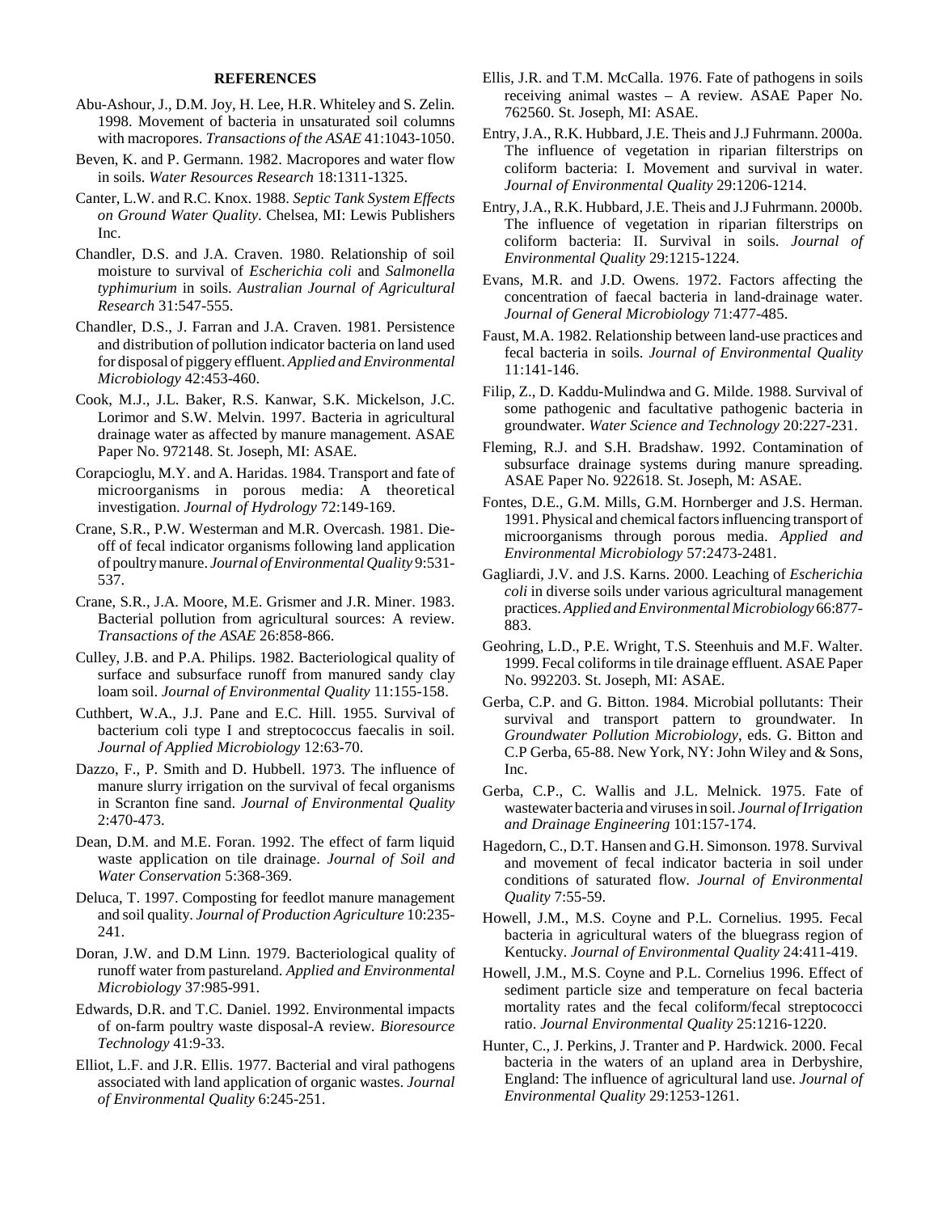## REFERENCES

Abu-Ashour, J., D.M. Joy, H. Lee, H.R. Whiteley and S. Zelin. 1998. Movement of bacteria in unsaturated soil columns with macropores. *Transactions of the ASAE* 41:1043-1050.

Beven, K. and P. Germann. 1982. Macropores and water flow in soils. *Water Resources Research* 18:1311-1325.

Canter, L.W. and R.C. Knox. 1988. *Septic Tank System Effects on Ground Water Quality*. Chelsea, MI: Lewis Publishers Inc.

Chandler, D.S. and J.A. Craven. 1980. Relationship of soil moisture to survival of *Escherichia coli* and *Salmonella typhimurium* in soils. *Australian Journal of Agricultural Research* 31:547-555.

Chandler, D.S., J. Farran and J.A. Craven. 1981. Persistence and distribution of pollution indicator bacteria on land used for disposal of piggery effluent. *Applied and Environmental Microbiology* 42:453-460.

Cook, M.J., J.L. Baker, R.S. Kanwar, S.K. Mickelson, J.C. Lorimor and S.W. Melvin. 1997. Bacteria in agricultural drainage water as affected by manure management. ASAE Paper No. 972148. St. Joseph, MI: ASAE.

Corapcioglu, M.Y. and A. Haridas. 1984. Transport and fate of microorganisms in porous media: A theoretical investigation. *Journal of Hydrology* 72:149-169.

Crane, S.R., P.W. Westerman and M.R. Overcash. 1981. Die-off of fecal indicator organisms following land application of poultry manure. *Journal of Environmental Quality* 9:531-537.

Crane, S.R., J.A. Moore, M.E. Grismer and J.R. Miner. 1983. Bacterial pollution from agricultural sources: A review. *Transactions of the ASAE* 26:858-866.

Culley, J.B. and P.A. Philips. 1982. Bacteriological quality of surface and subsurface runoff from manured sandy clay loam soil. *Journal of Environmental Quality* 11:155-158.

Cuthbert, W.A., J.J. Pane and E.C. Hill. 1955. Survival of bacterium coli type I and streptococcus faecalis in soil. *Journal of Applied Microbiology* 12:63-70.

Dazzo, F., P. Smith and D. Hubbell. 1973. The influence of manure slurry irrigation on the survival of fecal organisms in Scranton fine sand. *Journal of Environmental Quality* 2:470-473.

Dean, D.M. and M.E. Foran. 1992. The effect of farm liquid waste application on tile drainage. *Journal of Soil and Water Conservation* 5:368-369.

Deluca, T. 1997. Composting for feedlot manure management and soil quality. *Journal of Production Agriculture* 10:235-241.

Doran, J.W. and D.M Linn. 1979. Bacteriological quality of runoff water from pastureland. *Applied and Environmental Microbiology* 37:985-991.

Edwards, D.R. and T.C. Daniel. 1992. Environmental impacts of on-farm poultry waste disposal-A review. *Bioresource Technology* 41:9-33.

Elliot, L.F. and J.R. Ellis. 1977. Bacterial and viral pathogens associated with land application of organic wastes. *Journal of Environmental Quality* 6:245-251.

Ellis, J.R. and T.M. McCalla. 1976. Fate of pathogens in soils receiving animal wastes – A review. ASAE Paper No. 762560. St. Joseph, MI: ASAE.

Entry, J.A., R.K. Hubbard, J.E. Theis and J.J Fuhrmann. 2000a. The influence of vegetation in riparian filterstrips on coliform bacteria: I. Movement and survival in water. *Journal of Environmental Quality* 29:1206-1214.

Entry, J.A., R.K. Hubbard, J.E. Theis and J.J Fuhrmann. 2000b. The influence of vegetation in riparian filterstrips on coliform bacteria: II. Survival in soils. *Journal of Environmental Quality* 29:1215-1224.

Evans, M.R. and J.D. Owens. 1972. Factors affecting the concentration of faecal bacteria in land-drainage water. *Journal of General Microbiology* 71:477-485.

Faust, M.A. 1982. Relationship between land-use practices and fecal bacteria in soils. *Journal of Environmental Quality* 11:141-146.

Filip, Z., D. Kaddu-Mulindwa and G. Milde. 1988. Survival of some pathogenic and facultative pathogenic bacteria in groundwater. *Water Science and Technology* 20:227-231.

Fleming, R.J. and S.H. Bradshaw. 1992. Contamination of subsurface drainage systems during manure spreading. ASAE Paper No. 922618. St. Joseph, M: ASAE.

Fontes, D.E., G.M. Mills, G.M. Hornberger and J.S. Herman. 1991. Physical and chemical factors influencing transport of microorganisms through porous media. *Applied and Environmental Microbiology* 57:2473-2481.

Gagliardi, J.V. and J.S. Karns. 2000. Leaching of *Escherichia coli* in diverse soils under various agricultural management practices. *Applied and Environmental Microbiology* 66:877-883.

Geohring, L.D., P.E. Wright, T.S. Steenhuis and M.F. Walter. 1999. Fecal coliforms in tile drainage effluent. ASAE Paper No. 992203. St. Joseph, MI: ASAE.

Gerba, C.P. and G. Bitton. 1984. Microbial pollutants: Their survival and transport pattern to groundwater. In *Groundwater Pollution Microbiology*, eds. G. Bitton and C.P Gerba, 65-88. New York, NY: John Wiley and & Sons, Inc.

Gerba, C.P., C. Wallis and J.L. Melnick. 1975. Fate of wastewater bacteria and viruses in soil. *Journal of Irrigation and Drainage Engineering* 101:157-174.

Hagedorn, C., D.T. Hansen and G.H. Simonson. 1978. Survival and movement of fecal indicator bacteria in soil under conditions of saturated flow. *Journal of Environmental Quality* 7:55-59.

Howell, J.M., M.S. Coyne and P.L. Cornelius. 1995. Fecal bacteria in agricultural waters of the bluegrass region of Kentucky. *Journal of Environmental Quality* 24:411-419.

Howell, J.M., M.S. Coyne and P.L. Cornelius 1996. Effect of sediment particle size and temperature on fecal bacteria mortality rates and the fecal coliform/fecal streptococci ratio. *Journal Environmental Quality* 25:1216-1220.

Hunter, C., J. Perkins, J. Tranter and P. Hardwick. 2000. Fecal bacteria in the waters of an upland area in Derbyshire, England: The influence of agricultural land use. *Journal of Environmental Quality* 29:1253-1261.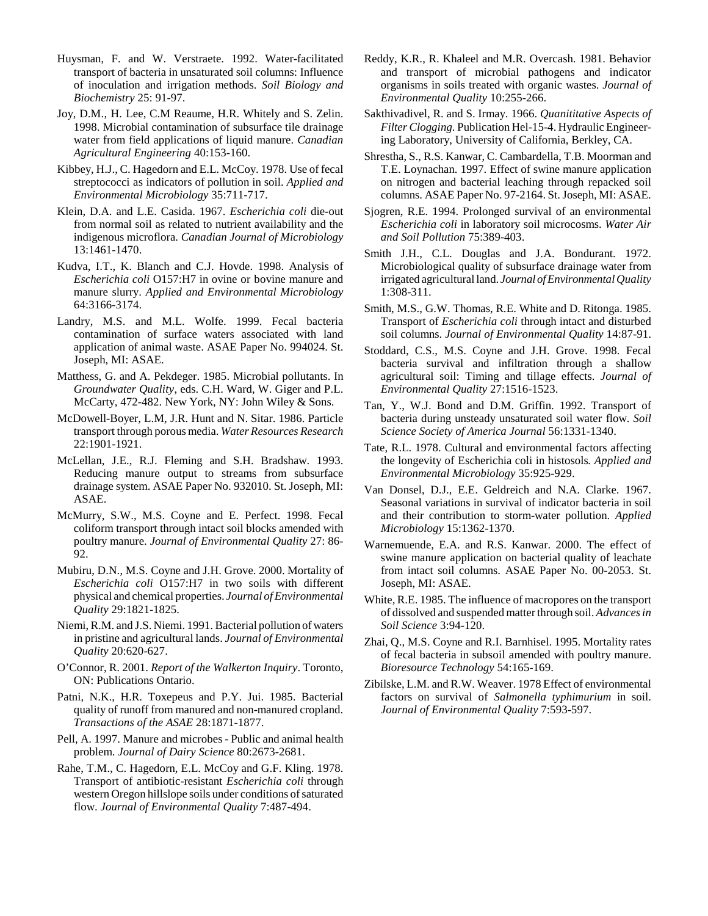Huysman, F. and W. Verstraete. 1992. Water-facilitated transport of bacteria in unsaturated soil columns: Influence of inoculation and irrigation methods. *Soil Biology and Biochemistry* 25: 91-97.

Joy, D.M., H. Lee, C.M Reaume, H.R. Whitely and S. Zelin. 1998. Microbial contamination of subsurface tile drainage water from field applications of liquid manure. *Canadian Agricultural Engineering* 40:153-160.

Kibbey, H.J., C. Hagedorn and E.L. McCoy. 1978. Use of fecal streptococci as indicators of pollution in soil. *Applied and Environmental Microbiology* 35:711-717.

Klein, D.A. and L.E. Casida. 1967. *Escherichia coli* die-out from normal soil as related to nutrient availability and the indigenous microflora. *Canadian Journal of Microbiology* 13:1461-1470.

Kudva, I.T., K. Blanch and C.J. Hovde. 1998. Analysis of *Escherichia coli* O157:H7 in ovine or bovine manure and manure slurry. *Applied and Environmental Microbiology* 64:3166-3174.

Landry, M.S. and M.L. Wolfe. 1999. Fecal bacteria contamination of surface waters associated with land application of animal waste. ASAE Paper No. 994024. St. Joseph, MI: ASAE.

Matthess, G. and A. Pekdeger. 1985. Microbial pollutants. In *Groundwater Quality*, eds. C.H. Ward, W. Giger and P.L. McCarty, 472-482. New York, NY: John Wiley & Sons.

McDowell-Boyer, L.M, J.R. Hunt and N. Sitar. 1986. Particle transport through porous media. *Water Resources Research* 22:1901-1921.

McLellan, J.E., R.J. Fleming and S.H. Bradshaw. 1993. Reducing manure output to streams from subsurface drainage system. ASAE Paper No. 932010. St. Joseph, MI: ASAE.

McMurry, S.W., M.S. Coyne and E. Perfect. 1998. Fecal coliform transport through intact soil blocks amended with poultry manure. *Journal of Environmental Quality* 27: 86-92.

Mubiru, D.N., M.S. Coyne and J.H. Grove. 2000. Mortality of *Escherichia coli* O157:H7 in two soils with different physical and chemical properties. *Journal of Environmental Quality* 29:1821-1825.

Niemi, R.M. and J.S. Niemi. 1991. Bacterial pollution of waters in pristine and agricultural lands. *Journal of Environmental Quality* 20:620-627.

O'Connor, R. 2001. *Report of the Walkerton Inquiry*. Toronto, ON: Publications Ontario.

Patni, N.K., H.R. Toxepeus and P.Y. Jui. 1985. Bacterial quality of runoff from manured and non-manured cropland. *Transactions of the ASAE* 28:1871-1877.

Pell, A. 1997. Manure and microbes - Public and animal health problem. *Journal of Dairy Science* 80:2673-2681.

Rahe, T.M., C. Hagedorn, E.L. McCoy and G.F. Kling. 1978. Transport of antibiotic-resistant *Escherichia coli* through western Oregon hillslope soils under conditions of saturated flow. *Journal of Environmental Quality* 7:487-494.

Reddy, K.R., R. Khaleel and M.R. Overcash. 1981. Behavior and transport of microbial pathogens and indicator organisms in soils treated with organic wastes. *Journal of Environmental Quality* 10:255-266.

Sakthivadivel, R. and S. Irmay. 1966. *Quanititative Aspects of Filter Clogging*. Publication Hel-15-4. Hydraulic Engineering Laboratory, University of California, Berkley, CA.

Shrestha, S., R.S. Kanwar, C. Cambardella, T.B. Moorman and T.E. Loynachan. 1997. Effect of swine manure application on nitrogen and bacterial leaching through repacked soil columns. ASAE Paper No. 97-2164. St. Joseph, MI: ASAE.

Sjogren, R.E. 1994. Prolonged survival of an environmental *Escherichia coli* in laboratory soil microcosms. *Water Air and Soil Pollution* 75:389-403.

Smith J.H., C.L. Douglas and J.A. Bondurant. 1972. Microbiological quality of subsurface drainage water from irrigated agricultural land. *Journal of Environmental Quality* 1:308-311.

Smith, M.S., G.W. Thomas, R.E. White and D. Ritonga. 1985. Transport of *Escherichia coli* through intact and disturbed soil columns. *Journal of Environmental Quality* 14:87-91.

Stoddard, C.S., M.S. Coyne and J.H. Grove. 1998. Fecal bacteria survival and infiltration through a shallow agricultural soil: Timing and tillage effects. *Journal of Environmental Quality* 27:1516-1523.

Tan, Y., W.J. Bond and D.M. Griffin. 1992. Transport of bacteria during unsteady unsaturated soil water flow. *Soil Science Society of America Journal* 56:1331-1340.

Tate, R.L. 1978. Cultural and environmental factors affecting the longevity of Escherichia coli in histosols*. Applied and Environmental Microbiology* 35:925-929.

Van Donsel, D.J., E.E. Geldreich and N.A. Clarke. 1967. Seasonal variations in survival of indicator bacteria in soil and their contribution to storm-water pollution. *Applied Microbiology* 15:1362-1370.

Warnemuende, E.A. and R.S. Kanwar. 2000. The effect of swine manure application on bacterial quality of leachate from intact soil columns. ASAE Paper No. 00-2053. St. Joseph, MI: ASAE.

White, R.E. 1985. The influence of macropores on the transport of dissolved and suspended matter through soil. *Advances in Soil Science* 3:94-120.

Zhai, Q., M.S. Coyne and R.I. Barnhisel. 1995. Mortality rates of fecal bacteria in subsoil amended with poultry manure. *Bioresource Technology* 54:165-169.

Zibilske, L.M. and R.W. Weaver. 1978 Effect of environmental factors on survival of *Salmonella typhimurium* in soil. *Journal of Environmental Quality* 7:593-597.